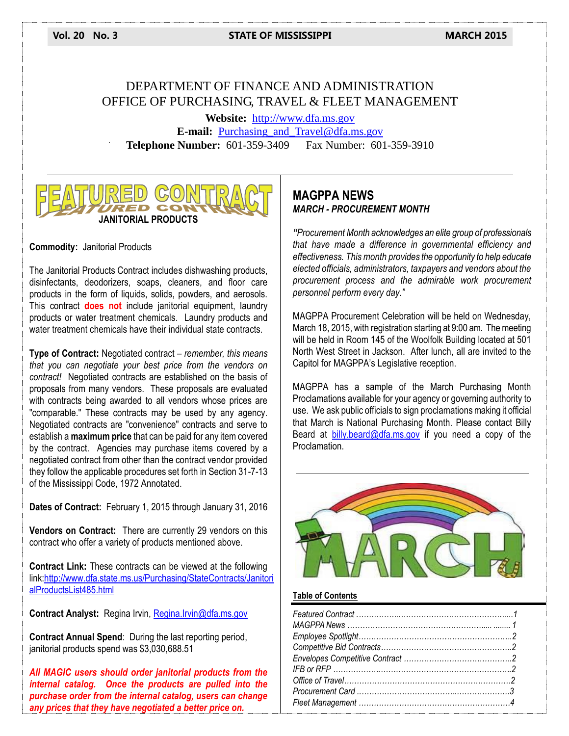Vol. 20 No. 3 STATE OF MISSISSIPPI MARCH 2015

# DEPARTMENT OF FINANCE AND ADMINISTRATION
# OFFICE OF PURCHASING, TRAVEL & FLEET MANAGEMENT

**Website:** http://www.dfa.ms.gov
**E-mail:** Purchasing_and_Travel@dfa.ms.gov
**Telephone Number:** 601-359-3409 Fax Number: 601-359-3910

## FEATURED CONTRACT
### JANITORIAL PRODUCTS

**Commodity:** Janitorial Products

The Janitorial Products Contract includes dishwashing products, disinfectants, deodorizers, soaps, cleaners, and floor care products in the form of liquids, solids, powders, and aerosols. This contract **does not** include janitorial equipment, laundry products or water treatment chemicals. Laundry products and water treatment chemicals have their individual state contracts.

**Type of Contract:** Negotiated contract – *remember, this means that you can negotiate your best price from the vendors on contract!* Negotiated contracts are established on the basis of proposals from many vendors. These proposals are evaluated with contracts being awarded to all vendors whose prices are "comparable." These contracts may be used by any agency. Negotiated contracts are "convenience" contracts and serve to establish a **maximum price** that can be paid for any item covered by the contract. Agencies may purchase items covered by a negotiated contract from other than the contract vendor provided they follow the applicable procedures set forth in Section 31-7-13 of the Mississippi Code, 1972 Annotated.

**Dates of Contract:** February 1, 2015 through January 31, 2016

**Vendors on Contract:** There are currently 29 vendors on this contract who offer a variety of products mentioned above.

**Contract Link:** These contracts can be viewed at the following link:http://www.dfa.state.ms.us/Purchasing/StateContracts/JanitorialProductsList485.html

**Contract Analyst:** Regina Irvin, Regina.Irvin@dfa.ms.gov

**Contract Annual Spend**: During the last reporting period, janitorial products spend was $3,030,688.51

***All MAGIC users should order janitorial products from the internal catalog. Once the products are pulled into the purchase order from the internal catalog, users can change any prices that they have negotiated a better price on.***

## MAGPPA NEWS
### *MARCH - PROCUREMENT MONTH*

*"Procurement Month acknowledges an elite group of professionals that have made a difference in governmental efficiency and effectiveness. This month provides the opportunity to help educate elected officials, administrators, taxpayers and vendors about the procurement process and the admirable work procurement personnel perform every day."*

MAGPPA Procurement Celebration will be held on Wednesday, March 18, 2015, with registration starting at 9:00 am. The meeting will be held in Room 145 of the Woolfolk Building located at 501 North West Street in Jackson. After lunch, all are invited to the Capitol for MAGPPA's Legislative reception.

MAGPPA has a sample of the March Purchasing Month Proclamations available for your agency or governing authority to use. We ask public officials to sign proclamations making it official that March is National Purchasing Month. Please contact Billy Beard at billy.beard@dfa.ms.gov if you need a copy of the Proclamation.

### Table of Contents

*Featured Contract ...... 1*
*MAGPPA News ...... 1*
*Employee Spotlight ...... 2*
*Competitive Bid Contracts ...... 2*
*Envelopes Competitive Contract ...... 2*
*IFB or RFP ...... 2*
*Office of Travel ...... 2*
*Procurement Card ...... 3*
*Fleet Management ...... 4*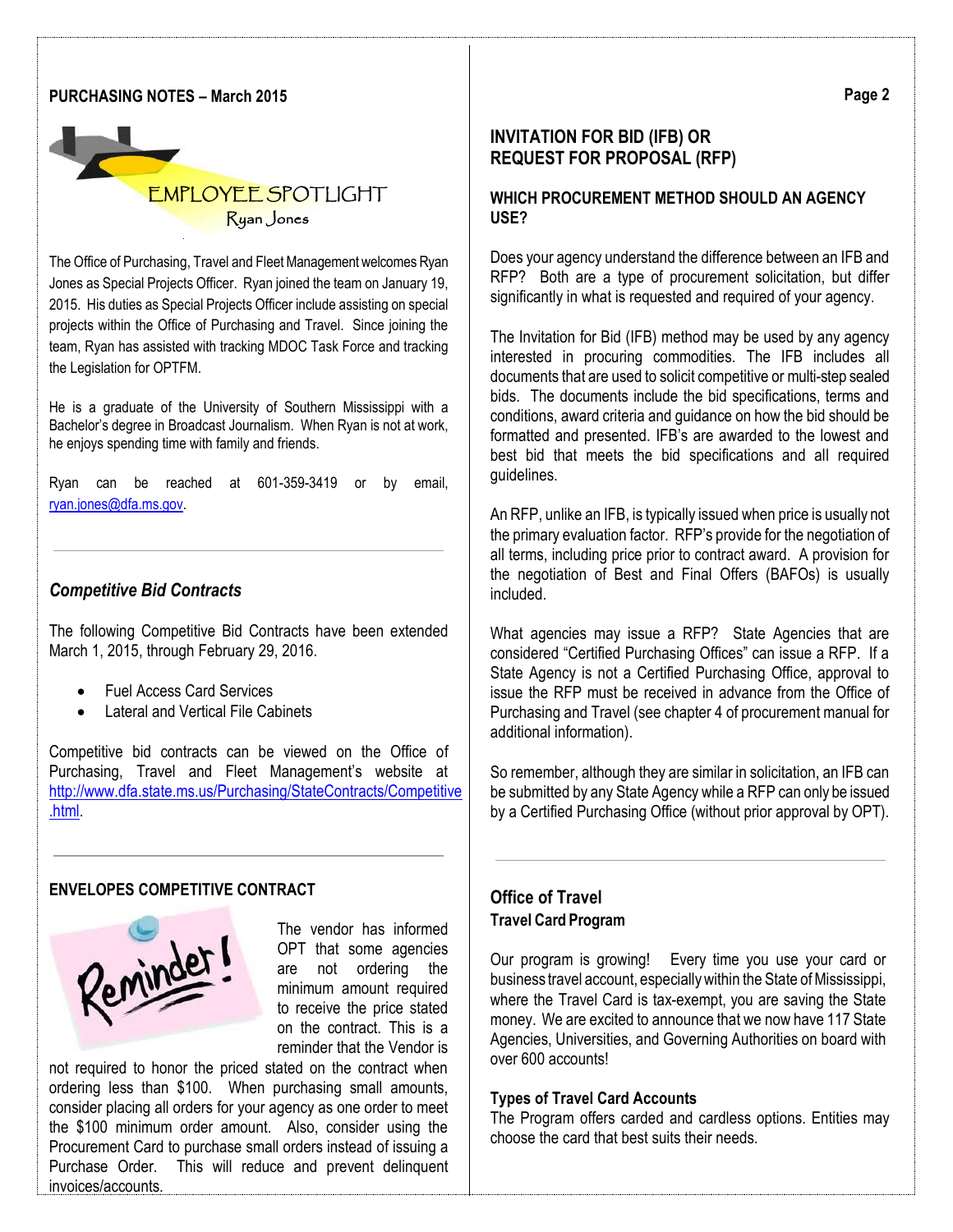## PURCHASING NOTES – March 2015

### EMPLOYEE SPOTLIGHT
Ryan Jones

The Office of Purchasing, Travel and Fleet Management welcomes Ryan Jones as Special Projects Officer. Ryan joined the team on January 19, 2015. His duties as Special Projects Officer include assisting on special projects within the Office of Purchasing and Travel. Since joining the team, Ryan has assisted with tracking MDOC Task Force and tracking the Legislation for OPTFM.

He is a graduate of the University of Southern Mississippi with a Bachelor's degree in Broadcast Journalism. When Ryan is not at work, he enjoys spending time with family and friends.

Ryan can be reached at 601-359-3419 or by email, ryan.jones@dfa.ms.gov.

### *Competitive Bid Contracts*

The following Competitive Bid Contracts have been extended March 1, 2015, through February 29, 2016.

- Fuel Access Card Services
- Lateral and Vertical File Cabinets

Competitive bid contracts can be viewed on the Office of Purchasing, Travel and Fleet Management's website at http://www.dfa.state.ms.us/Purchasing/StateContracts/Competitive.html.

### ENVELOPES COMPETITIVE CONTRACT

Reminder!

The vendor has informed OPT that some agencies are not ordering the minimum amount required to receive the price stated on the contract. This is a reminder that the Vendor is not required to honor the priced stated on the contract when ordering less than $100. When purchasing small amounts, consider placing all orders for your agency as one order to meet the $100 minimum order amount. Also, consider using the Procurement Card to purchase small orders instead of issuing a Purchase Order. This will reduce and prevent delinquent invoices/accounts.

## INVITATION FOR BID (IFB) OR REQUEST FOR PROPOSAL (RFP)

### WHICH PROCUREMENT METHOD SHOULD AN AGENCY USE?

Does your agency understand the difference between an IFB and RFP? Both are a type of procurement solicitation, but differ significantly in what is requested and required of your agency.

The Invitation for Bid (IFB) method may be used by any agency interested in procuring commodities. The IFB includes all documents that are used to solicit competitive or multi-step sealed bids. The documents include the bid specifications, terms and conditions, award criteria and guidance on how the bid should be formatted and presented. IFB's are awarded to the lowest and best bid that meets the bid specifications and all required guidelines.

An RFP, unlike an IFB, is typically issued when price is usually not the primary evaluation factor. RFP's provide for the negotiation of all terms, including price prior to contract award. A provision for the negotiation of Best and Final Offers (BAFOs) is usually included.

What agencies may issue a RFP? State Agencies that are considered "Certified Purchasing Offices" can issue a RFP. If a State Agency is not a Certified Purchasing Office, approval to issue the RFP must be received in advance from the Office of Purchasing and Travel (see chapter 4 of procurement manual for additional information).

So remember, although they are similar in solicitation, an IFB can be submitted by any State Agency while a RFP can only be issued by a Certified Purchasing Office (without prior approval by OPT).

## Office of Travel

### Travel Card Program

Our program is growing! Every time you use your card or business travel account, especially within the State of Mississippi, where the Travel Card is tax-exempt, you are saving the State money. We are excited to announce that we now have 117 State Agencies, Universities, and Governing Authorities on board with over 600 accounts!

### Types of Travel Card Accounts

The Program offers carded and cardless options. Entities may choose the card that best suits their needs.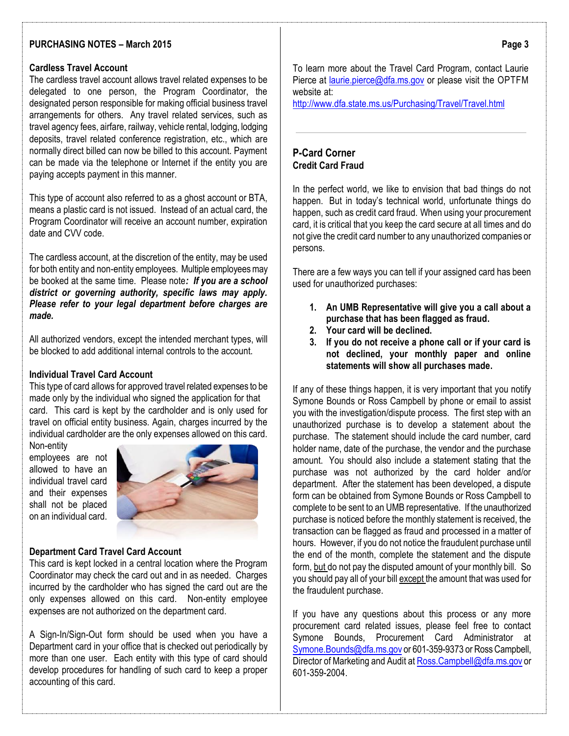## Cardless Travel Account

The cardless travel account allows travel related expenses to be delegated to one person, the Program Coordinator, the designated person responsible for making official business travel arrangements for others. Any travel related services, such as travel agency fees, airfare, railway, vehicle rental, lodging, lodging deposits, travel related conference registration, etc., which are normally direct billed can now be billed to this account. Payment can be made via the telephone or Internet if the entity you are paying accepts payment in this manner.

This type of account also referred to as a ghost account or BTA, means a plastic card is not issued. Instead of an actual card, the Program Coordinator will receive an account number, expiration date and CVV code.

The cardless account, at the discretion of the entity, may be used for both entity and non-entity employees. Multiple employees may be booked at the same time. Please note***: If you are a school district or governing authority, specific laws may apply. Please refer to your legal department before charges are made.***

All authorized vendors, except the intended merchant types, will be blocked to add additional internal controls to the account.

## Individual Travel Card Account

This type of card allows for approved travel related expenses to be made only by the individual who signed the application for that card. This card is kept by the cardholder and is only used for travel on official entity business. Again, charges incurred by the individual cardholder are the only expenses allowed on this card. Non-entity employees are not allowed to have an individual travel card and their expenses shall not be placed on an individual card.

## Department Card Travel Card Account

This card is kept locked in a central location where the Program Coordinator may check the card out and in as needed. Charges incurred by the cardholder who has signed the card out are the only expenses allowed on this card. Non-entity employee expenses are not authorized on the department card.

A Sign-In/Sign-Out form should be used when you have a Department card in your office that is checked out periodically by more than one user. Each entity with this type of card should develop procedures for handling of such card to keep a proper accounting of this card.

To learn more about the Travel Card Program, contact Laurie Pierce at laurie.pierce@dfa.ms.gov or please visit the OPTFM website at:
http://www.dfa.state.ms.us/Purchasing/Travel/Travel.html

---

## P-Card Corner

### Credit Card Fraud

In the perfect world, we like to envision that bad things do not happen. But in today's technical world, unfortunate things do happen, such as credit card fraud. When using your procurement card, it is critical that you keep the card secure at all times and do not give the credit card number to any unauthorized companies or persons.

There are a few ways you can tell if your assigned card has been used for unauthorized purchases:

1. **An UMB Representative will give you a call about a purchase that has been flagged as fraud.**
2. **Your card will be declined.**
3. **If you do not receive a phone call or if your card is not declined, your monthly paper and online statements will show all purchases made.**

If any of these things happen, it is very important that you notify Symone Bounds or Ross Campbell by phone or email to assist you with the investigation/dispute process. The first step with an unauthorized purchase is to develop a statement about the purchase. The statement should include the card number, card holder name, date of the purchase, the vendor and the purchase amount. You should also include a statement stating that the purchase was not authorized by the card holder and/or department. After the statement has been developed, a dispute form can be obtained from Symone Bounds or Ross Campbell to complete to be sent to an UMB representative. If the unauthorized purchase is noticed before the monthly statement is received, the transaction can be flagged as fraud and processed in a matter of hours. However, if you do not notice the fraudulent purchase until the end of the month, complete the statement and the dispute form, <u>but</u> do not pay the disputed amount of your monthly bill. So you should pay all of your bill <u>except</u> the amount that was used for the fraudulent purchase.

If you have any questions about this process or any more procurement card related issues, please feel free to contact Symone Bounds, Procurement Card Administrator at Symone.Bounds@dfa.ms.gov or 601-359-9373 or Ross Campbell, Director of Marketing and Audit at Ross.Campbell@dfa.ms.gov or 601-359-2004.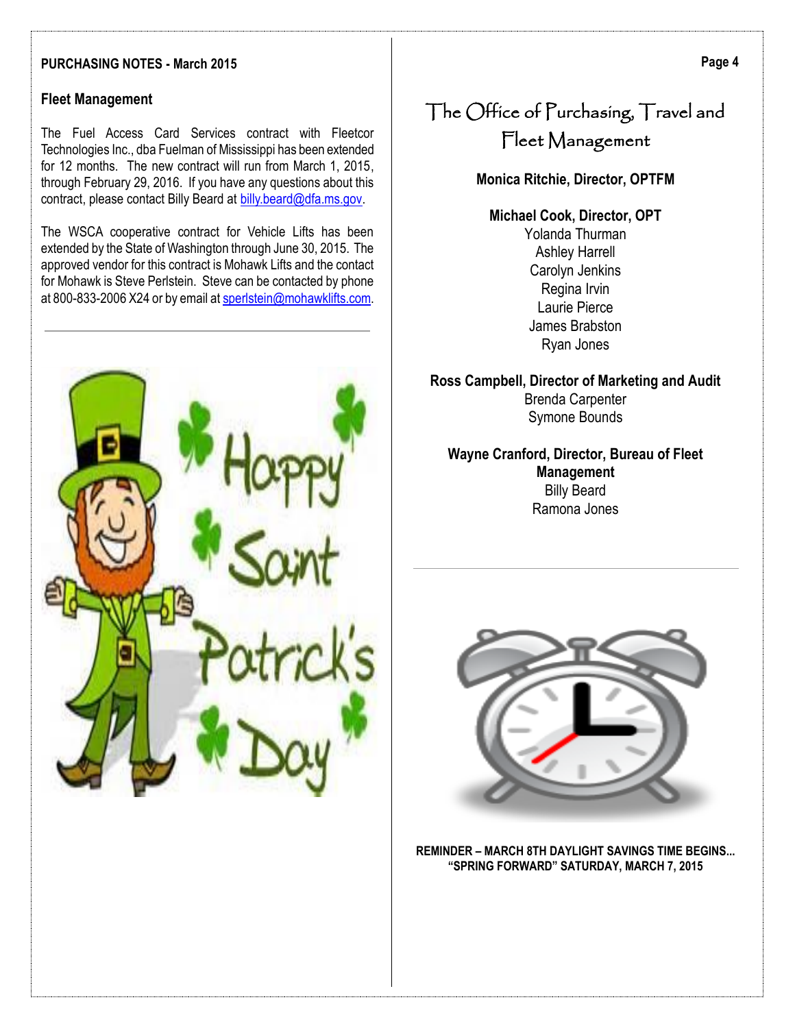## PURCHASING NOTES - March 2015

### Fleet Management

The Fuel Access Card Services contract with Fleetcor Technologies Inc., dba Fuelman of Mississippi has been extended for 12 months. The new contract will run from March 1, 2015, through February 29, 2016. If you have any questions about this contract, please contact Billy Beard at billy.beard@dfa.ms.gov.

The WSCA cooperative contract for Vehicle Lifts has been extended by the State of Washington through June 30, 2015. The approved vendor for this contract is Mohawk Lifts and the contact for Mohawk is Steve Perlstein. Steve can be contacted by phone at 800-833-2006 X24 or by email at sperlstein@mohawklifts.com.

Happy Saint Patrick's Day

## The Office of Purchasing, Travel and Fleet Management

**Monica Ritchie, Director, OPTFM**

**Michael Cook, Director, OPT**
Yolanda Thurman
Ashley Harrell
Carolyn Jenkins
Regina Irvin
Laurie Pierce
James Brabston
Ryan Jones

**Ross Campbell, Director of Marketing and Audit**
Brenda Carpenter
Symone Bounds

**Wayne Cranford, Director, Bureau of Fleet Management**
Billy Beard
Ramona Jones

**REMINDER – MARCH 8TH DAYLIGHT SAVINGS TIME BEGINS... "SPRING FORWARD" SATURDAY, MARCH 7, 2015**